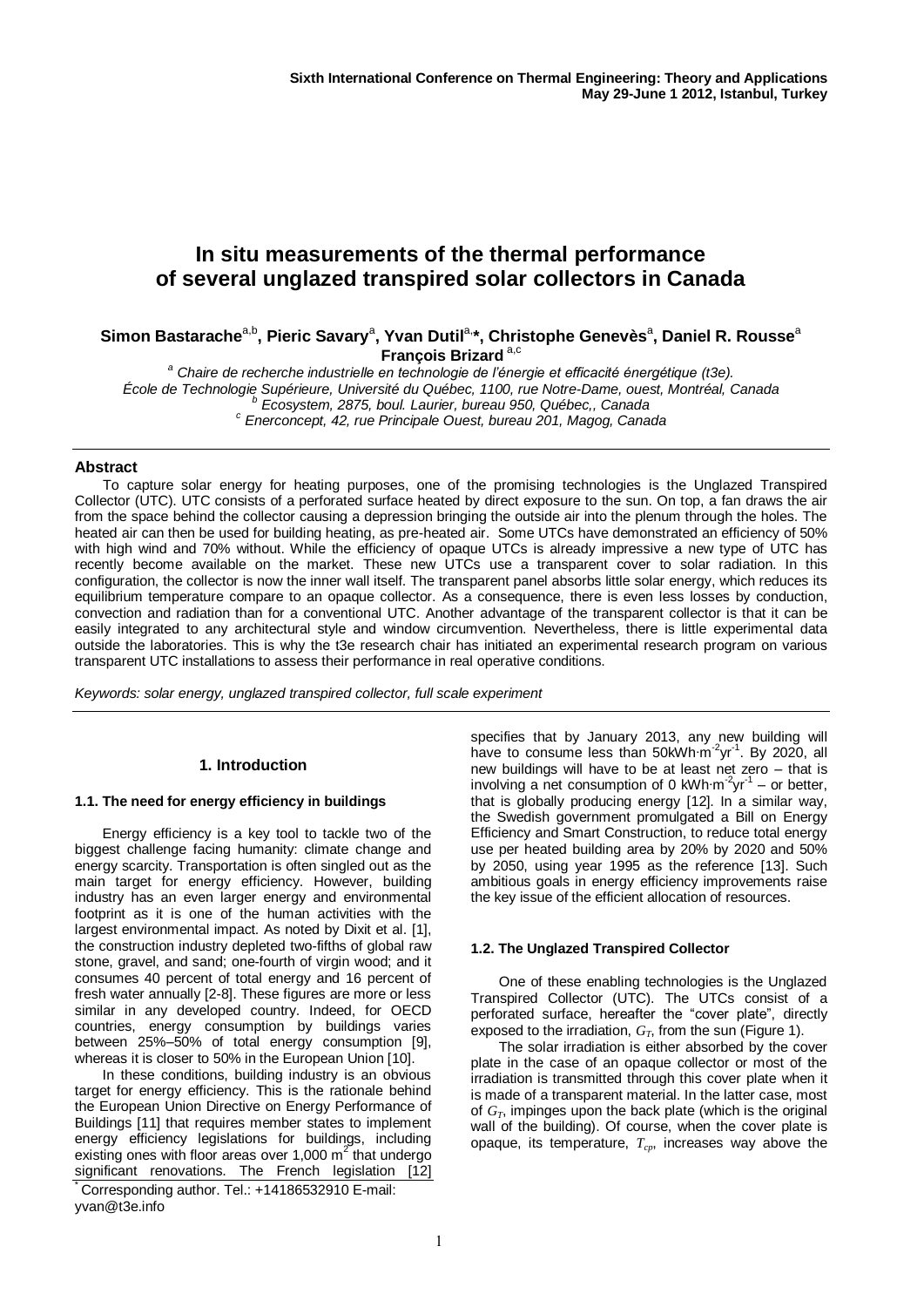# In situ measurements of the thermal performance of several unglazed transpired solar collectors in Canada

**Simon Bastarache**[a,b]**, Pieric Savary**[a]**, Yvan Dutil**[a,*]**, Christophe Genevès**[a]**, Daniel R. Rousse**[a] **François Brizard**[a,c]

[a] *Chaire de recherche industrielle en technologie de l'énergie et efficacité énergétique (t3e).*
*École de Technologie Supérieure, Université du Québec, 1100, rue Notre-Dame, ouest, Montréal, Canada*
[b] *Ecosystem, 2875, boul. Laurier, bureau 950, Québec,, Canada*
[c] *Enerconcept, 42, rue Principale Ouest, bureau 201, Magog, Canada*

## Abstract

To capture solar energy for heating purposes, one of the promising technologies is the Unglazed Transpired Collector (UTC). UTC consists of a perforated surface heated by direct exposure to the sun. On top, a fan draws the air from the space behind the collector causing a depression bringing the outside air into the plenum through the holes. The heated air can then be used for building heating, as pre-heated air. Some UTCs have demonstrated an efficiency of 50% with high wind and 70% without. While the efficiency of opaque UTCs is already impressive a new type of UTC has recently become available on the market. These new UTCs use a transparent cover to solar radiation. In this configuration, the collector is now the inner wall itself. The transparent panel absorbs little solar energy, which reduces its equilibrium temperature compare to an opaque collector. As a consequence, there is even less losses by conduction, convection and radiation than for a conventional UTC. Another advantage of the transparent collector is that it can be easily integrated to any architectural style and window circumvention. Nevertheless, there is little experimental data outside the laboratories. This is why the t3e research chair has initiated an experimental research program on various transparent UTC installations to assess their performance in real operative conditions.

*Keywords: solar energy, unglazed transpired collector, full scale experiment*

## 1. Introduction

### 1.1. The need for energy efficiency in buildings

Energy efficiency is a key tool to tackle two of the biggest challenge facing humanity: climate change and energy scarcity. Transportation is often singled out as the main target for energy efficiency. However, building industry has an even larger energy and environmental footprint as it is one of the human activities with the largest environmental impact. As noted by Dixit et al. [1], the construction industry depleted two-fifths of global raw stone, gravel, and sand; one-fourth of virgin wood; and it consumes 40 percent of total energy and 16 percent of fresh water annually [2-8]. These figures are more or less similar in any developed country. Indeed, for OECD countries, energy consumption by buildings varies between 25%–50% of total energy consumption [9], whereas it is closer to 50% in the European Union [10].

In these conditions, building industry is an obvious target for energy efficiency. This is the rationale behind the European Union Directive on Energy Performance of Buildings [11] that requires member states to implement energy efficiency legislations for buildings, including existing ones with floor areas over 1,000 $m^2$ that undergo significant renovations. The French legislation [12] specifies that by January 2013, any new building will have to consume less than 50kWh·$m^{-2}yr^{-1}$. By 2020, all new buildings will have to be at least net zero – that is involving a net consumption of 0 kWh·$m^{-2}yr^{-1}$ – or better, that is globally producing energy [12]. In a similar way, the Swedish government promulgated a Bill on Energy Efficiency and Smart Construction, to reduce total energy use per heated building area by 20% by 2020 and 50% by 2050, using year 1995 as the reference [13]. Such ambitious goals in energy efficiency improvements raise the key issue of the efficient allocation of resources.

### 1.2. The Unglazed Transpired Collector

One of these enabling technologies is the Unglazed Transpired Collector (UTC). The UTCs consist of a perforated surface, hereafter the "cover plate", directly exposed to the irradiation, $G_T$, from the sun (Figure 1).

The solar irradiation is either absorbed by the cover plate in the case of an opaque collector or most of the irradiation is transmitted through this cover plate when it is made of a transparent material. In the latter case, most of $G_T$, impinges upon the back plate (which is the original wall of the building). Of course, when the cover plate is opaque, its temperature, $T_{cp}$, increases way above the

* Corresponding author. Tel.: +14186532910 E-mail: yvan@t3e.info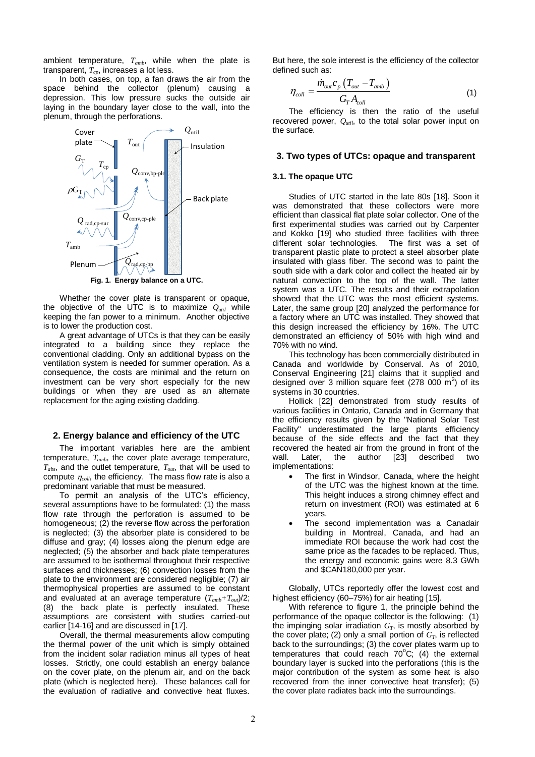ambient temperature, $T_{amb}$, while when the plate is transparent, $T_{cp}$, increases a lot less.

In both cases, on top, a fan draws the air from the space behind the collector (plenum) causing a depression. This low pressure sucks the outside air laying in the boundary layer close to the wall, into the plenum, through the perforations.

**Fig. 1. Energy balance on a UTC.**

Whether the cover plate is transparent or opaque, the objective of the UTC is to maximize $Q_{util}$ while keeping the fan power to a minimum. Another objective is to lower the production cost.

A great advantage of UTCs is that they can be easily integrated to a building since they replace the conventional cladding. Only an additional bypass on the ventilation system is needed for summer operation. As a consequence, the costs are minimal and the return on investment can be very short especially for the new buildings or when they are used as an alternate replacement for the aging existing cladding.

## 2. Energy balance and efficiency of the UTC

The important variables here are the ambient temperature, $T_{amb}$, the cover plate average temperature, $T_{abs}$, and the outlet temperature, $T_{out}$, that will be used to compute $\eta_{coll}$, the efficiency. The mass flow rate is also a predominant variable that must be measured.

To permit an analysis of the UTC's efficiency, several assumptions have to be formulated: (1) the mass flow rate through the perforation is assumed to be homogeneous; (2) the reverse flow across the perforation is neglected; (3) the absorber plate is considered to be diffuse and gray; (4) losses along the plenum edge are neglected; (5) the absorber and back plate temperatures are assumed to be isothermal throughout their respective surfaces and thicknesses; (6) convection losses from the plate to the environment are considered negligible; (7) air thermophysical properties are assumed to be constant and evaluated at an average temperature $(T_{amb}+T_{out})/2$; (8) the back plate is perfectly insulated. These assumptions are consistent with studies carried-out earlier [14-16] and are discussed in [17].

Overall, the thermal measurements allow computing the thermal power of the unit which is simply obtained from the incident solar radiation minus all types of heat losses. Strictly, one could establish an energy balance on the cover plate, on the plenum air, and on the back plate (which is neglected here). These balances call for the evaluation of radiative and convective heat fluxes. But here, the sole interest is the efficiency of the collector defined such as:

$$\eta_{coll} = \frac{\dot{m}_{out} c_p \left( T_{out} - T_{amb} \right)}{G_T A_{coll}} \tag{1}$$

The efficiency is then the ratio of the useful recovered power, $Q_{util}$, to the total solar power input on the surface.

## 3. Two types of UTCs: opaque and transparent

### 3.1. The opaque UTC

Studies of UTC started in the late 80s [18]. Soon it was demonstrated that these collectors were more efficient than classical flat plate solar collector. One of the first experimental studies was carried out by Carpenter and Kokko [19] who studied three facilities with three different solar technologies. The first was a set of transparent plastic plate to protect a steel absorber plate insulated with glass fiber. The second was to paint the south side with a dark color and collect the heated air by natural convection to the top of the wall. The latter system was a UTC. The results and their extrapolation showed that the UTC was the most efficient systems. Later, the same group [20] analyzed the performance for a factory where an UTC was installed. They showed that this design increased the efficiency by 16%. The UTC demonstrated an efficiency of 50% with high wind and 70% with no wind.

This technology has been commercially distributed in Canada and worldwide by Conserval. As of 2010, Conserval Engineering [21] claims that it supplied and designed over 3 million square feet (278 000 m$^2$) of its systems in 30 countries.

Hollick [22] demonstrated from study results of various facilities in Ontario, Canada and in Germany that the efficiency results given by the "National Solar Test Facility" underestimated the large plants efficiency because of the side effects and the fact that they recovered the heated air from the ground in front of the wall. Later, the author [23] described two implementations:

- The first in Windsor, Canada, where the height of the UTC was the highest known at the time. This height induces a strong chimney effect and return on investment (ROI) was estimated at 6 years.
- The second implementation was a Canadair building in Montreal, Canada, and had an immediate ROI because the work had cost the same price as the facades to be replaced. Thus, the energy and economic gains were 8.3 GWh and $CAN180,000 per year.

Globally, UTCs reportedly offer the lowest cost and highest efficiency (60–75%) for air heating [15].

With reference to figure 1, the principle behind the performance of the opaque collector is the following: (1) the impinging solar irradiation $G_T$, is mostly absorbed by the cover plate; (2) only a small portion of $G_T$, is reflected back to the surroundings; (3) the cover plates warm up to temperatures that could reach 70°C; (4) the external boundary layer is sucked into the perforations (this is the major contribution of the system as some heat is also recovered from the inner convective heat transfer); (5) the cover plate radiates back into the surroundings.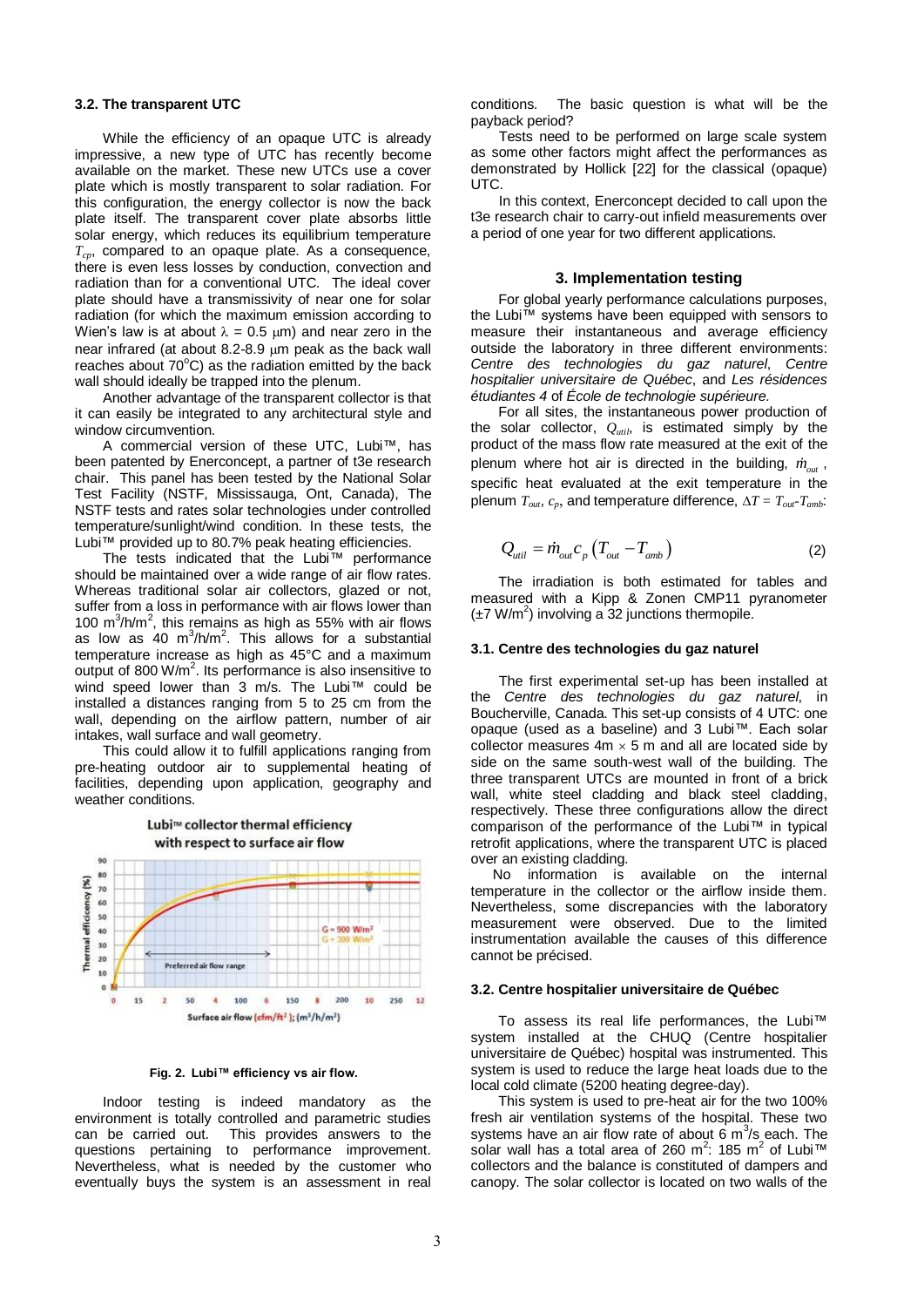### 3.2. The transparent UTC

While the efficiency of an opaque UTC is already impressive, a new type of UTC has recently become available on the market. These new UTCs use a cover plate which is mostly transparent to solar radiation. For this configuration, the energy collector is now the back plate itself. The transparent cover plate absorbs little solar energy, which reduces its equilibrium temperature $T_{cp}$, compared to an opaque plate. As a consequence, there is even less losses by conduction, convection and radiation than for a conventional UTC. The ideal cover plate should have a transmissivity of near one for solar radiation (for which the maximum emission according to Wien's law is at about $\lambda$ = 0.5 μm) and near zero in the near infrared (at about 8.2-8.9 μm peak as the back wall reaches about 70°C) as the radiation emitted by the back wall should ideally be trapped into the plenum.

Another advantage of the transparent collector is that it can easily be integrated to any architectural style and window circumvention.

A commercial version of these UTC, Lubi™, has been patented by Enerconcept, a partner of t3e research chair. This panel has been tested by the National Solar Test Facility (NSTF, Mississauga, Ont, Canada), The NSTF tests and rates solar technologies under controlled temperature/sunlight/wind condition. In these tests, the Lubi™ provided up to 80.7% peak heating efficiencies.

The tests indicated that the Lubi™ performance should be maintained over a wide range of air flow rates. Whereas traditional solar air collectors, glazed or not, suffer from a loss in performance with air flows lower than 100 $m^3/h/m^2$, this remains as high as 55% with air flows as low as 40 $m^3/h/m^2$. This allows for a substantial temperature increase as high as 45°C and a maximum output of 800 $W/m^2$. Its performance is also insensitive to wind speed lower than 3 m/s. The Lubi™ could be installed a distances ranging from 5 to 25 cm from the wall, depending on the airflow pattern, number of air intakes, wall surface and wall geometry.

This could allow it to fulfill applications ranging from pre-heating outdoor air to supplemental heating of facilities, depending upon application, geography and weather conditions.

**Fig. 2. Lubi™ efficiency vs air flow.**

Indoor testing is indeed mandatory as the environment is totally controlled and parametric studies can be carried out. This provides answers to the questions pertaining to performance improvement. Nevertheless, what is needed by the customer who eventually buys the system is an assessment in real conditions. The basic question is what will be the payback period?

Tests need to be performed on large scale system as some other factors might affect the performances as demonstrated by Hollick [22] for the classical (opaque) UTC.

In this context, Enerconcept decided to call upon the t3e research chair to carry-out infield measurements over a period of one year for two different applications.

## 3. Implementation testing

For global yearly performance calculations purposes, the Lubi™ systems have been equipped with sensors to measure their instantaneous and average efficiency outside the laboratory in three different environments: *Centre des technologies du gaz naturel*, *Centre hospitalier universitaire de Québec*, and *Les résidences étudiantes 4* of *École de technologie supérieure.*

For all sites, the instantaneous power production of the solar collector, $Q_{util}$, is estimated simply by the product of the mass flow rate measured at the exit of the plenum where hot air is directed in the building, $\dot{m}_{out}$, specific heat evaluated at the exit temperature in the plenum $T_{out}$, $c_p$, and temperature difference, $\Delta T = T_{out}-T_{amb}$:

$$Q_{util} = \dot{m}_{out} c_p \left(T_{out} - T_{amb}\right) \tag{2}$$

The irradiation is both estimated for tables and measured with a Kipp & Zonen CMP11 pyranometer (±7 $W/m^2$) involving a 32 junctions thermopile.

### 3.1. Centre des technologies du gaz naturel

The first experimental set-up has been installed at the *Centre des technologies du gaz naturel*, in Boucherville, Canada. This set-up consists of 4 UTC: one opaque (used as a baseline) and 3 Lubi™. Each solar collector measures 4m × 5 m and all are located side by side on the same south-west wall of the building. The three transparent UTCs are mounted in front of a brick wall, white steel cladding and black steel cladding, respectively. These three configurations allow the direct comparison of the performance of the Lubi™ in typical retrofit applications, where the transparent UTC is placed over an existing cladding.

No information is available on the internal temperature in the collector or the airflow inside them. Nevertheless, some discrepancies with the laboratory measurement were observed. Due to the limited instrumentation available the causes of this difference cannot be précised.

### 3.2. Centre hospitalier universitaire de Québec

To assess its real life performances, the Lubi™ system installed at the CHUQ (Centre hospitalier universitaire de Québec) hospital was instrumented. This system is used to reduce the large heat loads due to the local cold climate (5200 heating degree-day).

This system is used to pre-heat air for the two 100% fresh air ventilation systems of the hospital. These two systems have an air flow rate of about 6 $m^3/s$ each. The solar wall has a total area of 260 $m^2$: 185 $m^2$ of Lubi™ collectors and the balance is constituted of dampers and canopy. The solar collector is located on two walls of the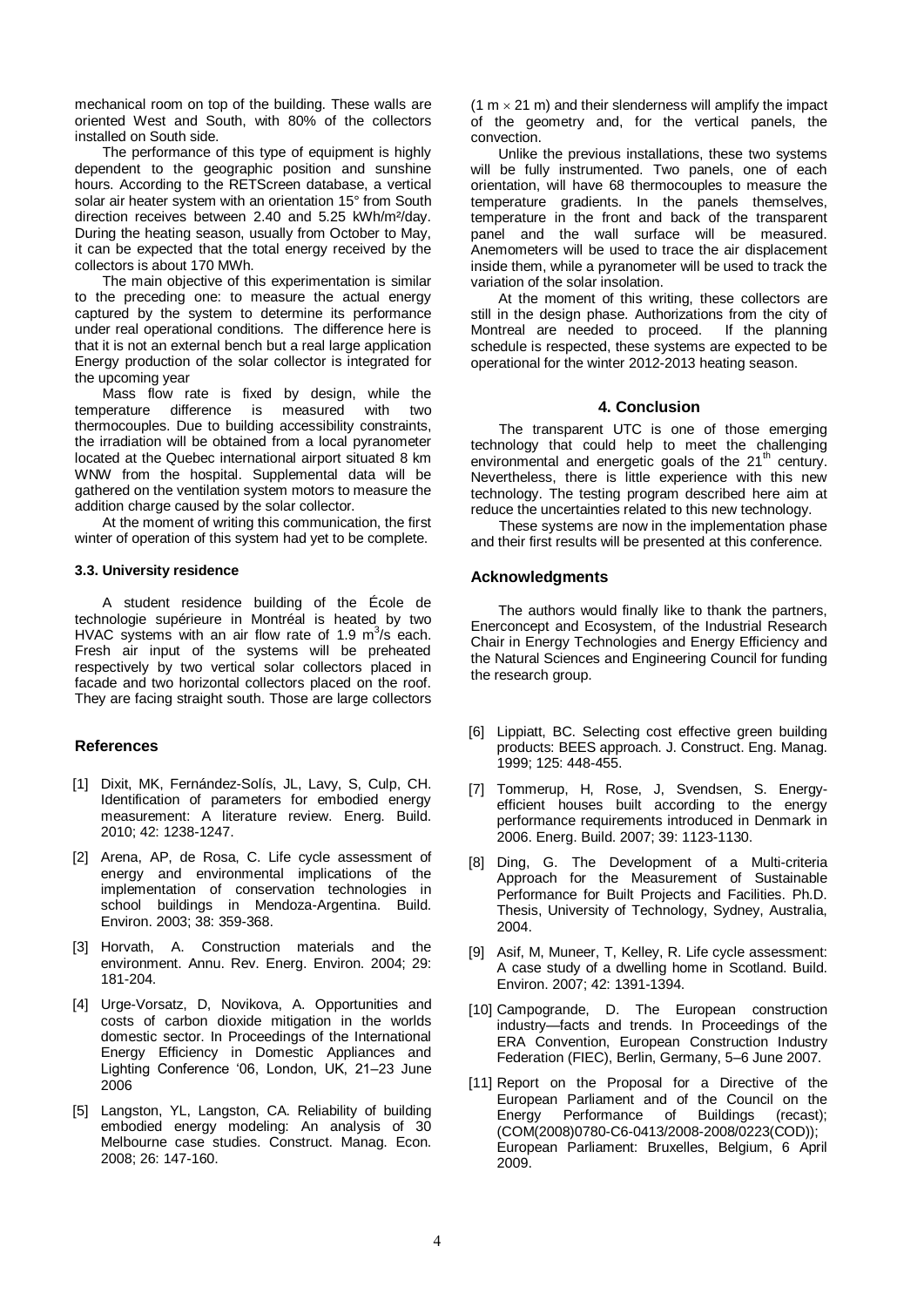mechanical room on top of the building. These walls are oriented West and South, with 80% of the collectors installed on South side.

The performance of this type of equipment is highly dependent to the geographic position and sunshine hours. According to the RETScreen database, a vertical solar air heater system with an orientation 15° from South direction receives between 2.40 and 5.25 kWh/m²/day. During the heating season, usually from October to May, it can be expected that the total energy received by the collectors is about 170 MWh.

The main objective of this experimentation is similar to the preceding one: to measure the actual energy captured by the system to determine its performance under real operational conditions. The difference here is that it is not an external bench but a real large application Energy production of the solar collector is integrated for the upcoming year

Mass flow rate is fixed by design, while the temperature difference is measured with two thermocouples. Due to building accessibility constraints, the irradiation will be obtained from a local pyranometer located at the Quebec international airport situated 8 km WNW from the hospital. Supplemental data will be gathered on the ventilation system motors to measure the addition charge caused by the solar collector.

At the moment of writing this communication, the first winter of operation of this system had yet to be complete.

### 3.3. University residence

A student residence building of the École de technologie supérieure in Montréal is heated by two HVAC systems with an air flow rate of 1.9 $m^3$/s each. Fresh air input of the systems will be preheated respectively by two vertical solar collectors placed in facade and two horizontal collectors placed on the roof. They are facing straight south. Those are large collectors (1 m $\times$ 21 m) and their slenderness will amplify the impact of the geometry and, for the vertical panels, the convection.

Unlike the previous installations, these two systems will be fully instrumented. Two panels, one of each orientation, will have 68 thermocouples to measure the temperature gradients. In the panels themselves, temperature in the front and back of the transparent panel and the wall surface will be measured. Anemometers will be used to trace the air displacement inside them, while a pyranometer will be used to track the variation of the solar insolation.

At the moment of this writing, these collectors are still in the design phase. Authorizations from the city of Montreal are needed to proceed. If the planning schedule is respected, these systems are expected to be operational for the winter 2012-2013 heating season.

## 4. Conclusion

The transparent UTC is one of those emerging technology that could help to meet the challenging environmental and energetic goals of the 21$^{th}$ century. Nevertheless, there is little experience with this new technology. The testing program described here aim at reduce the uncertainties related to this new technology.

These systems are now in the implementation phase and their first results will be presented at this conference.

## Acknowledgments

The authors would finally like to thank the partners, Enerconcept and Ecosystem, of the Industrial Research Chair in Energy Technologies and Energy Efficiency and the Natural Sciences and Engineering Council for funding the research group.

## References

[1] Dixit, MK, Fernández-Solís, JL, Lavy, S, Culp, CH. Identification of parameters for embodied energy measurement: A literature review. Energ. Build. 2010; 42: 1238-1247.

[2] Arena, AP, de Rosa, C. Life cycle assessment of energy and environmental implications of the implementation of conservation technologies in school buildings in Mendoza-Argentina. Build. Environ. 2003; 38: 359-368.

[3] Horvath, A. Construction materials and the environment. Annu. Rev. Energ. Environ. 2004; 29: 181-204.

[4] Urge-Vorsatz, D, Novikova, A. Opportunities and costs of carbon dioxide mitigation in the worlds domestic sector. In Proceedings of the International Energy Efficiency in Domestic Appliances and Lighting Conference '06, London, UK, 21–23 June 2006

[5] Langston, YL, Langston, CA. Reliability of building embodied energy modeling: An analysis of 30 Melbourne case studies. Construct. Manag. Econ. 2008; 26: 147-160.

[6] Lippiatt, BC. Selecting cost effective green building products: BEES approach. J. Construct. Eng. Manag. 1999; 125: 448-455.

[7] Tommerup, H, Rose, J, Svendsen, S. Energy-efficient houses built according to the energy performance requirements introduced in Denmark in 2006. Energ. Build. 2007; 39: 1123-1130.

[8] Ding, G. The Development of a Multi-criteria Approach for the Measurement of Sustainable Performance for Built Projects and Facilities. Ph.D. Thesis, University of Technology, Sydney, Australia, 2004.

[9] Asif, M, Muneer, T, Kelley, R. Life cycle assessment: A case study of a dwelling home in Scotland. Build. Environ. 2007; 42: 1391-1394.

[10] Campogrande, D. The European construction industry—facts and trends. In Proceedings of the ERA Convention, European Construction Industry Federation (FIEC), Berlin, Germany, 5–6 June 2007.

[11] Report on the Proposal for a Directive of the European Parliament and of the Council on the Energy Performance of Buildings (recast); (COM(2008)0780-C6-0413/2008-2008/0223(COD)); European Parliament: Bruxelles, Belgium, 6 April 2009.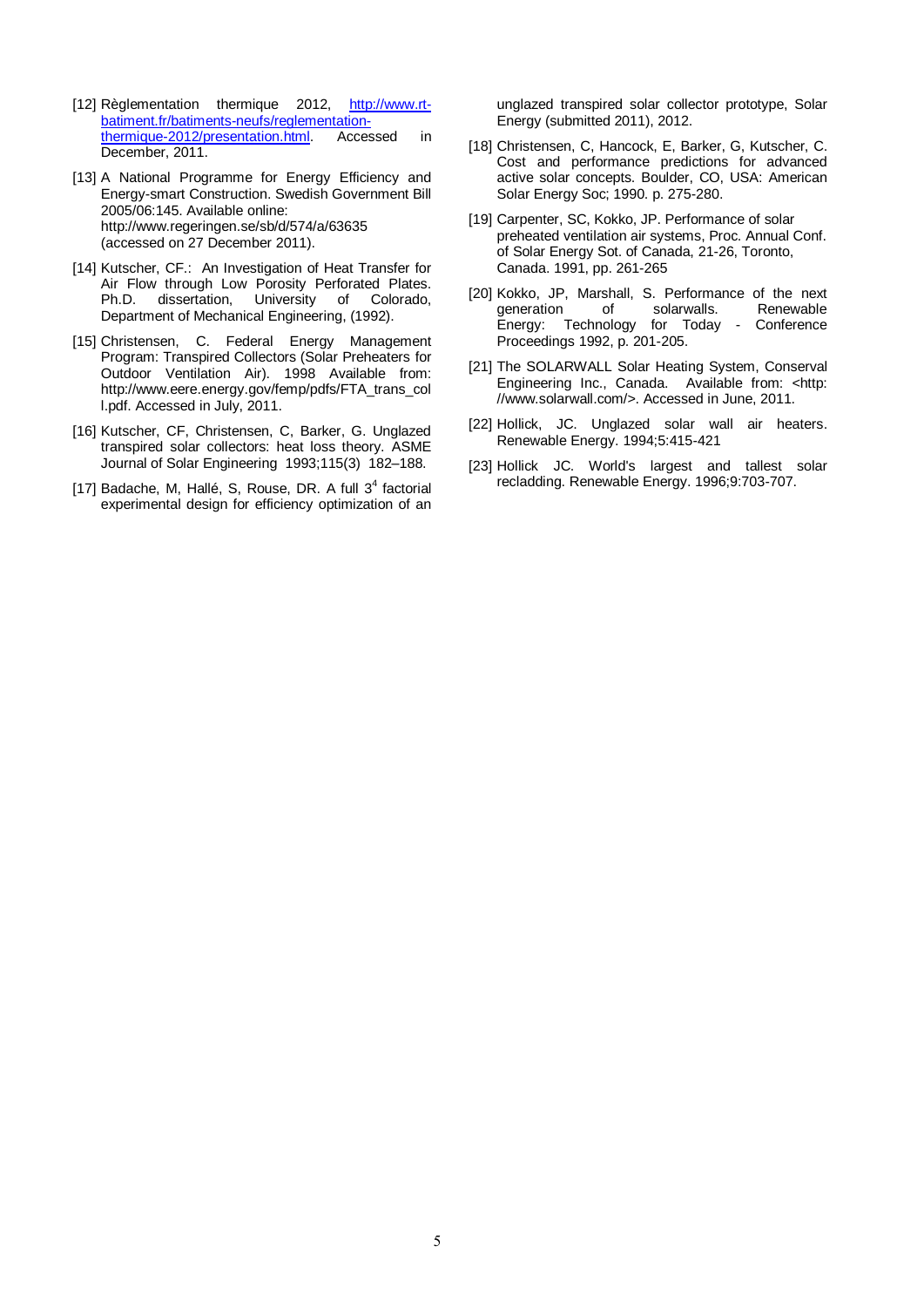[12] Règlementation thermique 2012, http://www.rt-batiment.fr/batiments-neufs/reglementation-thermique-2012/presentation.html. Accessed in December, 2011.

[13] A National Programme for Energy Efficiency and Energy-smart Construction. Swedish Government Bill 2005/06:145. Available online: http://www.regeringen.se/sb/d/574/a/63635 (accessed on 27 December 2011).

[14] Kutscher, CF.: An Investigation of Heat Transfer for Air Flow through Low Porosity Perforated Plates. Ph.D. dissertation, University of Colorado, Department of Mechanical Engineering, (1992).

[15] Christensen, C. Federal Energy Management Program: Transpired Collectors (Solar Preheaters for Outdoor Ventilation Air). 1998 Available from: http://www.eere.energy.gov/femp/pdfs/FTA_trans_coll.pdf. Accessed in July, 2011.

[16] Kutscher, CF, Christensen, C, Barker, G. Unglazed transpired solar collectors: heat loss theory. ASME Journal of Solar Engineering 1993;115(3) 182–188.

[17] Badache, M, Hallé, S, Rouse, DR. A full $3^4$ factorial experimental design for efficiency optimization of an unglazed transpired solar collector prototype, Solar Energy (submitted 2011), 2012.

[18] Christensen, C, Hancock, E, Barker, G, Kutscher, C. Cost and performance predictions for advanced active solar concepts. Boulder, CO, USA: American Solar Energy Soc; 1990. p. 275-280.

[19] Carpenter, SC, Kokko, JP. Performance of solar preheated ventilation air systems, Proc. Annual Conf. of Solar Energy Sot. of Canada, 21-26, Toronto, Canada. 1991, pp. 261-265

[20] Kokko, JP, Marshall, S. Performance of the next generation of solarwalls. Renewable Energy: Technology for Today - Conference Proceedings 1992, p. 201-205.

[21] The SOLARWALL Solar Heating System, Conserval Engineering Inc., Canada. Available from: <http://www.solarwall.com/>. Accessed in June, 2011.

[22] Hollick, JC. Unglazed solar wall air heaters. Renewable Energy. 1994;5:415-421

[23] Hollick JC. World's largest and tallest solar recladding. Renewable Energy. 1996;9:703-707.